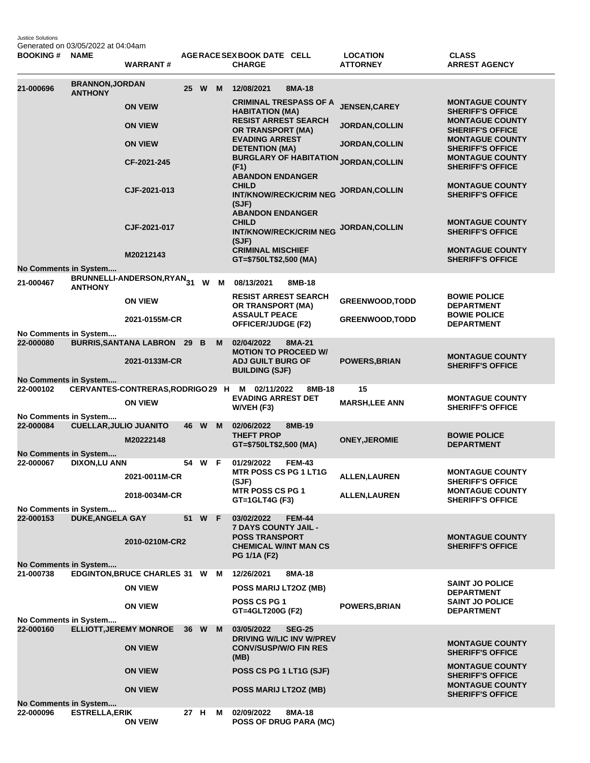Justice Solutions
Generated on 03/05/2022 at 04:04am

| BOOKING # | NAME | WARRANT # | AGE | RACE | SEX | BOOK DATE | CELL | CHARGE | LOCATION | ATTORNEY | CLASS | ARREST AGENCY |
|---|---|---|---|---|---|---|---|---|---|---|---|---|
| 21-000696 | BRANNON,JORDAN ANTHONY | | 25 | W | M | 12/08/2021 | 8MA-18 | | | | | |
| | | ON VEIW | | | | | | CRIMINAL TRESPASS OF A HABITATION (MA) | | JENSEN,CAREY | | MONTAGUE COUNTY SHERIFF'S OFFICE |
| | | ON VIEW | | | | | | RESIST ARREST SEARCH OR TRANSPORT (MA) | | JORDAN,COLLIN | | MONTAGUE COUNTY SHERIFF'S OFFICE |
| | | ON VIEW | | | | | | EVADING ARREST DETENTION (MA) | | JORDAN,COLLIN | | MONTAGUE COUNTY SHERIFF'S OFFICE |
| | | CF-2021-245 | | | | | | BURGLARY OF HABITATION (F1) | | JORDAN,COLLIN | | MONTAGUE COUNTY SHERIFF'S OFFICE |
| | | CJF-2021-013 | | | | | | ABANDON ENDANGER CHILD INT/KNOW/RECK/CRIM NEG (SJF) | | JORDAN,COLLIN | | MONTAGUE COUNTY SHERIFF'S OFFICE |
| | | CJF-2021-017 | | | | | | ABANDON ENDANGER CHILD INT/KNOW/RECK/CRIM NEG (SJF) | | JORDAN,COLLIN | | MONTAGUE COUNTY SHERIFF'S OFFICE |
| | | M20212143 | | | | | | CRIMINAL MISCHIEF GT=$750LT$2,500 (MA) | | | | MONTAGUE COUNTY SHERIFF'S OFFICE |
| No Comments in System.... | | | | | | | | | | | | |
| 21-000467 | BRUNNELLI-ANDERSON,RYAN ANTHONY | | 31 | W | M | 08/13/2021 | 8MB-18 | | | | | |
| | | ON VIEW | | | | | | RESIST ARREST SEARCH OR TRANSPORT (MA) | | GREENWOOD,TODD | | BOWIE POLICE DEPARTMENT |
| | | 2021-0155M-CR | | | | | | ASSAULT PEACE OFFICER/JUDGE (F2) | | GREENWOOD,TODD | | BOWIE POLICE DEPARTMENT |
| No Comments in System.... | | | | | | | | | | | | |
| 22-000080 | BURRIS,SANTANA LABRON | | 29 | B | M | 02/04/2022 | 8MA-21 | | | | | |
| | | 2021-0133M-CR | | | | | | MOTION TO PROCEED W/ ADJ GUILT BURG OF BUILDING (SJF) | | POWERS,BRIAN | | MONTAGUE COUNTY SHERIFF'S OFFICE |
| No Comments in System.... | | | | | | | | | | | | |
| 22-000102 | CERVANTES-CONTRERAS,RODRIGO | | 29 | H | M | 02/11/2022 | 8MB-18 | | 15 | | | |
| | | ON VIEW | | | | | | EVADING ARREST DET W/VEH (F3) | | MARSH,LEE ANN | | MONTAGUE COUNTY SHERIFF'S OFFICE |
| No Comments in System.... | | | | | | | | | | | | |
| 22-000084 | CUELLAR,JULIO JUANITO | | 46 | W | M | 02/06/2022 | 8MB-19 | | | | | |
| | | M20222148 | | | | | | THEFT PROP GT=$750LT$2,500 (MA) | | ONEY,JEROMIE | | BOWIE POLICE DEPARTMENT |
| No Comments in System.... | | | | | | | | | | | | |
| 22-000067 | DIXON,LU ANN | | 54 | W | F | 01/29/2022 | FEM-43 | | | | | |
| | | 2021-0011M-CR | | | | | | MTR POSS CS PG 1 LT1G (SJF) | | ALLEN,LAUREN | | MONTAGUE COUNTY SHERIFF'S OFFICE |
| | | 2018-0034M-CR | | | | | | MTR POSS CS PG 1 GT=1GLT4G (F3) | | ALLEN,LAUREN | | MONTAGUE COUNTY SHERIFF'S OFFICE |
| No Comments in System.... | | | | | | | | | | | | |
| 22-000153 | DUKE,ANGELA GAY | | 51 | W | F | 03/02/2022 | FEM-44 | | | | | |
| | | 2010-0210M-CR2 | | | | | | 7 DAYS COUNTY JAIL - POSS TRANSPORT CHEMICAL W/INT MAN CS PG 1/1A (F2) | | | | MONTAGUE COUNTY SHERIFF'S OFFICE |
| No Comments in System.... | | | | | | | | | | | | |
| 21-000738 | EDGINTON,BRUCE CHARLES | | 31 | W | M | 12/26/2021 | 8MA-18 | | | | | |
| | | ON VIEW | | | | | | POSS MARIJ LT2OZ (MB) | | | | SAINT JO POLICE DEPARTMENT |
| | | ON VIEW | | | | | | POSS CS PG 1 GT=4GLT200G (F2) | | POWERS,BRIAN | | SAINT JO POLICE DEPARTMENT |
| No Comments in System.... | | | | | | | | | | | | |
| 22-000160 | ELLIOTT,JEREMY MONROE | | 36 | W | M | 03/05/2022 | SEG-25 | | | | | |
| | | ON VIEW | | | | | | DRIVING W/LIC INV W/PREV CONV/SUSP/W/O FIN RES (MB) | | | | MONTAGUE COUNTY SHERIFF'S OFFICE |
| | | ON VIEW | | | | | | POSS CS PG 1 LT1G (SJF) | | | | MONTAGUE COUNTY SHERIFF'S OFFICE |
| | | ON VIEW | | | | | | POSS MARIJ LT2OZ (MB) | | | | MONTAGUE COUNTY SHERIFF'S OFFICE |
| No Comments in System.... | | | | | | | | | | | | |
| 22-000096 | ESTRELLA,ERIK | | 27 | H | M | 02/09/2022 | 8MA-18 | | | | | |
| | | ON VEIW | | | | | | POSS OF DRUG PARA (MC) | | | | |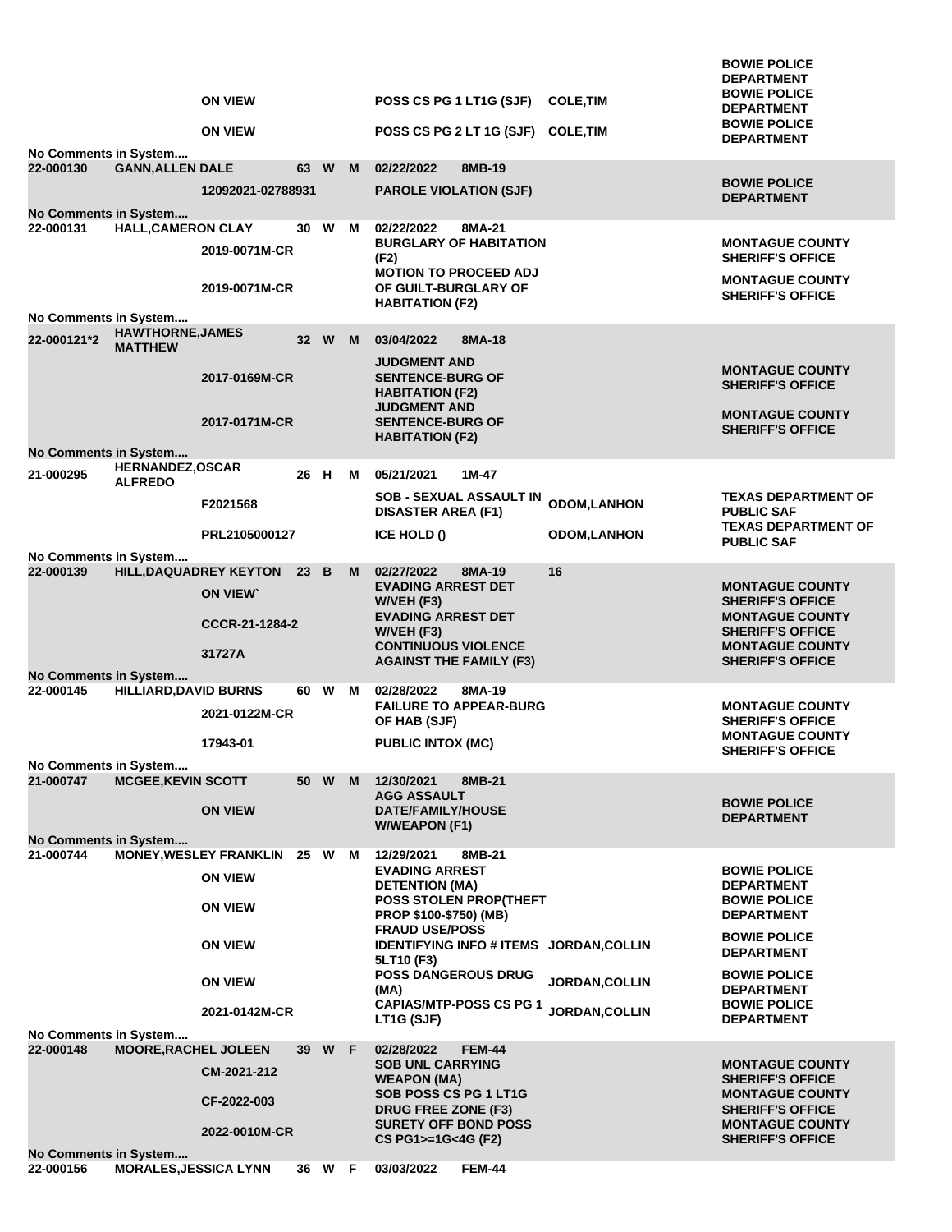| Booking # | Name | | Age | Race | Sex | Date | Cell | | Agency |
|---|---|---|---|---|---|---|---|---|---|
| | | ON VIEW | | | | POSS CS PG 1 LT1G (SJF) | | COLE,TIM | BOWIE POLICE DEPARTMENT |
| | | ON VIEW | | | | POSS CS PG 2 LT 1G (SJF) | | COLE,TIM | BOWIE POLICE DEPARTMENT |
| No Comments in System.... | | | | | | | | | |
| 22-000130 | GANN,ALLEN DALE | | 63 | W | M | 02/22/2022 | 8MB-19 | | |
| | | 12092021-02788931 | | | | PAROLE VIOLATION (SJF) | | | BOWIE POLICE DEPARTMENT |
| No Comments in System.... | | | | | | | | | |
| 22-000131 | HALL,CAMERON CLAY | | 30 | W | M | 02/22/2022 | 8MA-21 | | |
| | | 2019-0071M-CR | | | | BURGLARY OF HABITATION (F2) | | | MONTAGUE COUNTY SHERIFF'S OFFICE |
| | | 2019-0071M-CR | | | | MOTION TO PROCEED ADJ OF GUILT-BURGLARY OF HABITATION (F2) | | | MONTAGUE COUNTY SHERIFF'S OFFICE |
| No Comments in System.... | | | | | | | | | |
| 22-000121*2 | HAWTHORNE,JAMES MATTHEW | | 32 | W | M | 03/04/2022 | 8MA-18 | | |
| | | 2017-0169M-CR | | | | JUDGMENT AND SENTENCE-BURG OF HABITATION (F2) | | | MONTAGUE COUNTY SHERIFF'S OFFICE |
| | | 2017-0171M-CR | | | | JUDGMENT AND SENTENCE-BURG OF HABITATION (F2) | | | MONTAGUE COUNTY SHERIFF'S OFFICE |
| No Comments in System.... | | | | | | | | | |
| 21-000295 | HERNANDEZ,OSCAR ALFREDO | | 26 | H | M | 05/21/2021 | 1M-47 | | |
| | | F2021568 | | | | SOB - SEXUAL ASSAULT IN DISASTER AREA (F1) | | ODOM,LANHON | TEXAS DEPARTMENT OF PUBLIC SAF |
| | | PRL2105000127 | | | | ICE HOLD () | | ODOM,LANHON | TEXAS DEPARTMENT OF PUBLIC SAF |
| No Comments in System.... | | | | | | | | | |
| 22-000139 | HILL,DAQUADREY KEYTON | | 23 | B | M | 02/27/2022 | 8MA-19 | 16 | |
| | | ON VIEW` | | | | EVADING ARREST DET W/VEH (F3) | | | MONTAGUE COUNTY SHERIFF'S OFFICE |
| | | CCCR-21-1284-2 | | | | EVADING ARREST DET W/VEH (F3) | | | MONTAGUE COUNTY SHERIFF'S OFFICE |
| | | 31727A | | | | CONTINUOUS VIOLENCE AGAINST THE FAMILY (F3) | | | MONTAGUE COUNTY SHERIFF'S OFFICE |
| No Comments in System.... | | | | | | | | | |
| 22-000145 | HILLIARD,DAVID BURNS | | 60 | W | M | 02/28/2022 | 8MA-19 | | |
| | | 2021-0122M-CR | | | | FAILURE TO APPEAR-BURG OF HAB (SJF) | | | MONTAGUE COUNTY SHERIFF'S OFFICE |
| | | 17943-01 | | | | PUBLIC INTOX (MC) | | | MONTAGUE COUNTY SHERIFF'S OFFICE |
| No Comments in System.... | | | | | | | | | |
| 21-000747 | MCGEE,KEVIN SCOTT | | 50 | W | M | 12/30/2021 | 8MB-21 | | |
| | | ON VIEW | | | | AGG ASSAULT DATE/FAMILY/HOUSE W/WEAPON (F1) | | | BOWIE POLICE DEPARTMENT |
| No Comments in System.... | | | | | | | | | |
| 21-000744 | MONEY,WESLEY FRANKLIN | | 25 | W | M | 12/29/2021 | 8MB-21 | | |
| | | ON VIEW | | | | EVADING ARREST DETENTION (MA) | | | BOWIE POLICE DEPARTMENT |
| | | ON VIEW | | | | POSS STOLEN PROP(THEFT PROP $100-$750) (MB) | | | BOWIE POLICE DEPARTMENT |
| | | ON VIEW | | | | FRAUD USE/POSS IDENTIFYING INFO # ITEMS 5LT10 (F3) | | JORDAN,COLLIN | BOWIE POLICE DEPARTMENT |
| | | ON VIEW | | | | POSS DANGEROUS DRUG (MA) | | JORDAN,COLLIN | BOWIE POLICE DEPARTMENT |
| | | 2021-0142M-CR | | | | CAPIAS/MTP-POSS CS PG 1 LT1G (SJF) | | JORDAN,COLLIN | BOWIE POLICE DEPARTMENT |
| No Comments in System.... | | | | | | | | | |
| 22-000148 | MOORE,RACHEL JOLEEN | | 39 | W | F | 02/28/2022 | FEM-44 | | |
| | | CM-2021-212 | | | | SOB UNL CARRYING WEAPON (MA) | | | MONTAGUE COUNTY SHERIFF'S OFFICE |
| | | CF-2022-003 | | | | SOB POSS CS PG 1 LT1G DRUG FREE ZONE (F3) | | | MONTAGUE COUNTY SHERIFF'S OFFICE |
| | | 2022-0010M-CR | | | | SURETY OFF BOND POSS CS PG1>=1G<4G (F2) | | | MONTAGUE COUNTY SHERIFF'S OFFICE |
| No Comments in System.... | | | | | | | | | |
| 22-000156 | MORALES,JESSICA LYNN | | 36 | W | F | 03/03/2022 | FEM-44 | | |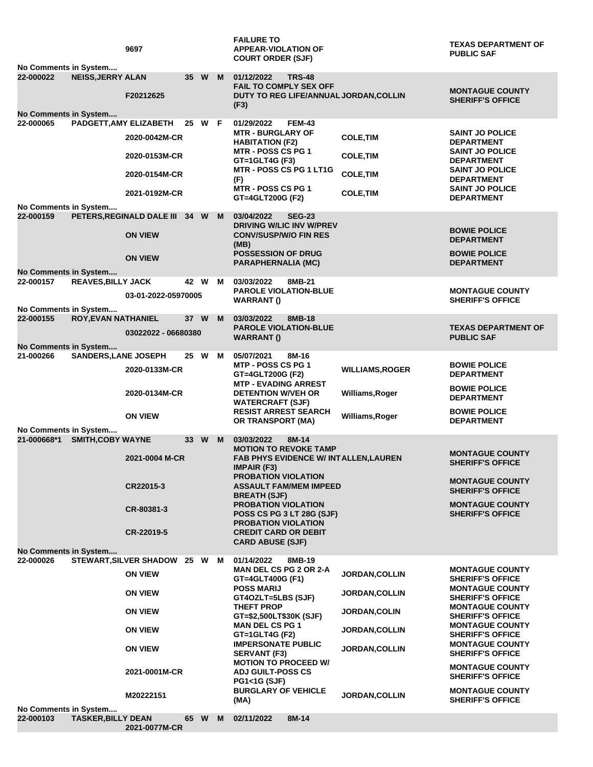| | | | | | | | |
|---|---|---|---|---|---|---|---|
| | | 9697 | | | | FAILURE TO APPEAR-VIOLATION OF COURT ORDER (SJF) | | TEXAS DEPARTMENT OF PUBLIC SAF |
| No Comments in System.... | | | | | | | | |
| 22-000022 | NEISS,JERRY ALAN | | 35 | W | M | 01/12/2022 TRS-48 | | |
| | | F20212625 | | | | FAIL TO COMPLY SEX OFF DUTY TO REG LIFE/ANNUAL (F3) | JORDAN,COLLIN | MONTAGUE COUNTY SHERIFF'S OFFICE |
| No Comments in System.... | | | | | | | | |
| 22-000065 | PADGETT,AMY ELIZABETH | | 25 | W | F | 01/29/2022 FEM-43 | | |
| | | 2020-0042M-CR | | | | MTR - BURGLARY OF HABITATION (F2) | COLE,TIM | SAINT JO POLICE DEPARTMENT |
| | | 2020-0153M-CR | | | | MTR - POSS CS PG 1 GT=1GLT4G (F3) | COLE,TIM | SAINT JO POLICE DEPARTMENT |
| | | 2020-0154M-CR | | | | MTR - POSS CS PG 1 LT1G (F) | COLE,TIM | SAINT JO POLICE DEPARTMENT |
| | | 2021-0192M-CR | | | | MTR - POSS CS PG 1 GT=4GLT200G (F2) | COLE,TIM | SAINT JO POLICE DEPARTMENT |
| No Comments in System.... | | | | | | | | |
| 22-000159 | PETERS,REGINALD DALE III | | 34 | W | M | 03/04/2022 SEG-23 | | |
| | | ON VIEW | | | | DRIVING W/LIC INV W/PREV CONV/SUSP/W/O FIN RES (MB) | | BOWIE POLICE DEPARTMENT |
| | | ON VIEW | | | | POSSESSION OF DRUG PARAPHERNALIA (MC) | | BOWIE POLICE DEPARTMENT |
| No Comments in System.... | | | | | | | | |
| 22-000157 | REAVES,BILLY JACK | | 42 | W | M | 03/03/2022 8MB-21 | | |
| | | 03-01-2022-05970005 | | | | PAROLE VIOLATION-BLUE WARRANT () | | MONTAGUE COUNTY SHERIFF'S OFFICE |
| No Comments in System.... | | | | | | | | |
| 22-000155 | ROY,EVAN NATHANIEL | | 37 | W | M | 03/03/2022 8MB-18 | | |
| | | 03022022 - 06680380 | | | | PAROLE VIOLATION-BLUE WARRANT () | | TEXAS DEPARTMENT OF PUBLIC SAF |
| No Comments in System.... | | | | | | | | |
| 21-000266 | SANDERS,LANE JOSEPH | | 25 | W | M | 05/07/2021 8M-16 | | |
| | | 2020-0133M-CR | | | | MTP - POSS CS PG 1 GT=4GLT200G (F2) | WILLIAMS,ROGER | BOWIE POLICE DEPARTMENT |
| | | 2020-0134M-CR | | | | MTP - EVADING ARREST DETENTION W/VEH OR WATERCRAFT (SJF) | Williams,Roger | BOWIE POLICE DEPARTMENT |
| | | ON VIEW | | | | RESIST ARREST SEARCH OR TRANSPORT (MA) | Williams,Roger | BOWIE POLICE DEPARTMENT |
| No Comments in System.... | | | | | | | | |
| 21-000668*1 | SMITH,COBY WAYNE | | 33 | W | M | 03/03/2022 8M-14 | | |
| | | 2021-0004 M-CR | | | | MOTION TO REVOKE TAMP FAB PHYS EVIDENCE W/ INT IMPAIR (F3) | ALLEN,LAUREN | MONTAGUE COUNTY SHERIFF'S OFFICE |
| | | CR22015-3 | | | | PROBATION VIOLATION ASSAULT FAM/MEM IMPEED BREATH (SJF) | | MONTAGUE COUNTY SHERIFF'S OFFICE |
| | | CR-80381-3 | | | | PROBATION VIOLATION POSS CS PG 3 LT 28G (SJF) | | MONTAGUE COUNTY SHERIFF'S OFFICE |
| | | CR-22019-5 | | | | PROBATION VIOLATION CREDIT CARD OR DEBIT CARD ABUSE (SJF) | | |
| No Comments in System.... | | | | | | | | |
| 22-000026 | STEWART,SILVER SHADOW | | 25 | W | M | 01/14/2022 8MB-19 | | |
| | | ON VIEW | | | | MAN DEL CS PG 2 OR 2-A GT=4GLT400G (F1) | JORDAN,COLLIN | MONTAGUE COUNTY SHERIFF'S OFFICE |
| | | ON VIEW | | | | POSS MARIJ GT4OZLT=5LBS (SJF) | JORDAN,COLLIN | MONTAGUE COUNTY SHERIFF'S OFFICE |
| | | ON VIEW | | | | THEFT PROP GT=$2,500LT$30K (SJF) | JORDAN,COLIN | MONTAGUE COUNTY SHERIFF'S OFFICE |
| | | ON VIEW | | | | MAN DEL CS PG 1 GT=1GLT4G (F2) | JORDAN,COLLIN | MONTAGUE COUNTY SHERIFF'S OFFICE |
| | | ON VIEW | | | | IMPERSONATE PUBLIC SERVANT (F3) | JORDAN,COLLIN | MONTAGUE COUNTY SHERIFF'S OFFICE |
| | | 2021-0001M-CR | | | | MOTION TO PROCEED W/ ADJ GUILT-POSS CS PG1<1G (SJF) | | MONTAGUE COUNTY SHERIFF'S OFFICE |
| | | M20222151 | | | | BURGLARY OF VEHICLE (MA) | JORDAN,COLLIN | MONTAGUE COUNTY SHERIFF'S OFFICE |
| No Comments in System.... | | | | | | | | |
| 22-000103 | TASKER,BILLY DEAN | | 65 | W | M | 02/11/2022 8M-14 | | |
| | | 2021-0077M-CR | | | | | | |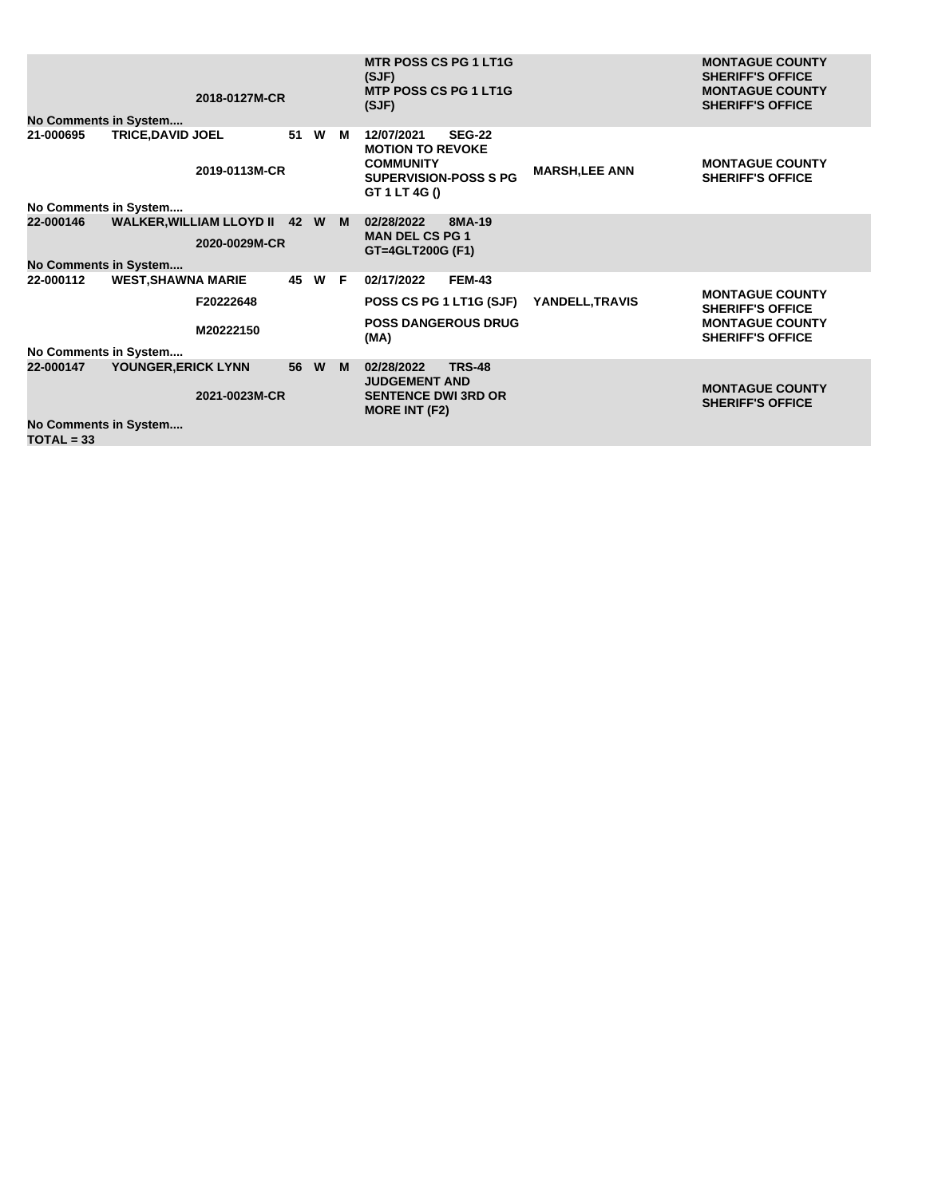| | | | | | | | | |
|---|---|---|---|---|---|---|---|---|
| | | 2018-0127M-CR | | | | MTR POSS CS PG 1 LT1G (SJF)<br>MTP POSS CS PG 1 LT1G (SJF) | | MONTAGUE COUNTY SHERIFF'S OFFICE<br>MONTAGUE COUNTY SHERIFF'S OFFICE |
| No Comments in System.... | | | | | | | | |
| 21-000695 | TRICE,DAVID JOEL | 2019-0113M-CR | 51 | W | M | 12/07/2021 SEG-22<br>MOTION TO REVOKE COMMUNITY SUPERVISION-POSS S PG GT 1 LT 4G () | MARSH,LEE ANN | MONTAGUE COUNTY SHERIFF'S OFFICE |
| No Comments in System.... | | | | | | | | |
| 22-000146 | WALKER,WILLIAM LLOYD II | 2020-0029M-CR | 42 | W | M | 02/28/2022 8MA-19<br>MAN DEL CS PG 1 GT=4GLT200G (F1) | | |
| No Comments in System.... | | | | | | | | |
| 22-000112 | WEST,SHAWNA MARIE | F20222648<br>M20222150 | 45 | W | F | 02/17/2022 FEM-43<br>POSS CS PG 1 LT1G (SJF)<br>POSS DANGEROUS DRUG (MA) | YANDELL,TRAVIS | MONTAGUE COUNTY SHERIFF'S OFFICE<br>MONTAGUE COUNTY SHERIFF'S OFFICE |
| No Comments in System.... | | | | | | | | |
| 22-000147 | YOUNGER,ERICK LYNN | 2021-0023M-CR | 56 | W | M | 02/28/2022 TRS-48<br>JUDGEMENT AND SENTENCE DWI 3RD OR MORE INT (F2) | | MONTAGUE COUNTY SHERIFF'S OFFICE |
| No Comments in System.... | | | | | | | | |

TOTAL = 33